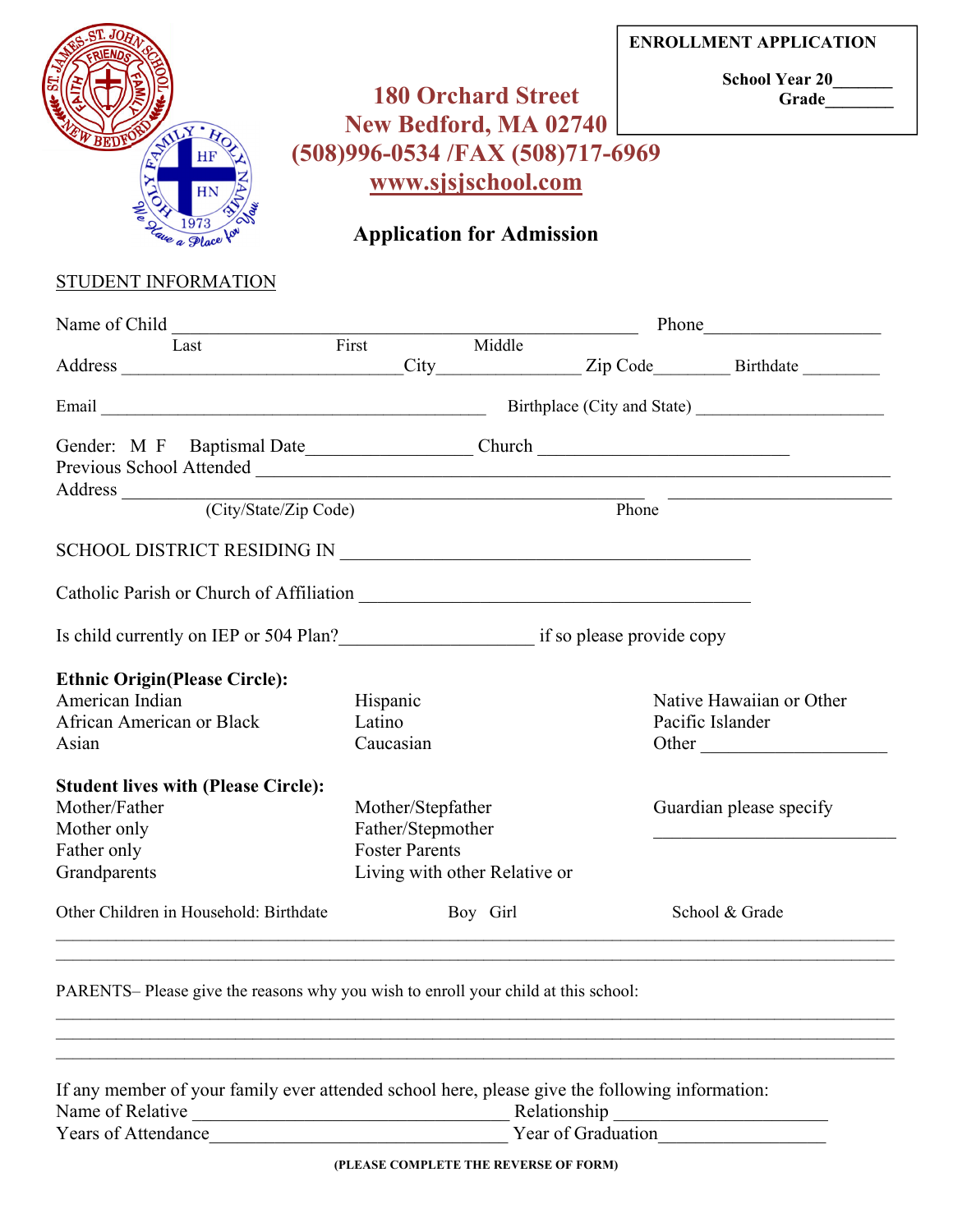**ENROLLMENT APPLICATION**

**School Year 20_______**
**Grade________**

# 180 Orchard Street
# New Bedford, MA 02740
# (508)996-0534 /FAX (508)717-6969
# www.sjsjschool.com

## Application for Admission

STUDENT INFORMATION

Name of Child ____________________________________________ Phone___________________
Last First Middle

Address _____________________________City_______________ Zip Code________ Birthdate _________

Email ___________________________________________ Birthplace (City and State) _____________________

Gender: M F Baptismal Date_________________ Church __________________________

Previous School Attended ________________________________________________________________________

Address ____________________________________________________ _________________________
(City/State/Zip Code) Phone

SCHOOL DISTRICT RESIDING IN ___________________________________________

Catholic Parish or Church of Affiliation ___________________________________________

Is child currently on IEP or 504 Plan?_____________________ if so please provide copy

**Ethnic Origin(Please Circle):**

| | | |
|---|---|---|
| American Indian | Hispanic | Native Hawaiian or Other |
| African American or Black | Latino | Pacific Islander |
| Asian | Caucasian | Other ____________________ |

**Student lives with (Please Circle):**

| | | |
|---|---|---|
| Mother/Father | Mother/Stepfather | Guardian please specify |
| Mother only | Father/Stepmother | ___________________________ |
| Father only | Foster Parents | |
| Grandparents | Living with other Relative or | |

Other Children in Household: Birthdate Boy Girl School & Grade
_____________________________________________________________________________________________
_____________________________________________________________________________________________

PARENTS– Please give the reasons why you wish to enroll your child at this school:
_____________________________________________________________________________________________
_____________________________________________________________________________________________
_____________________________________________________________________________________________

If any member of your family ever attended school here, please give the following information:

Name of Relative _________________________________ Relationship _______________________

Years of Attendance_________________________________ Year of Graduation__________________

(PLEASE COMPLETE THE REVERSE OF FORM)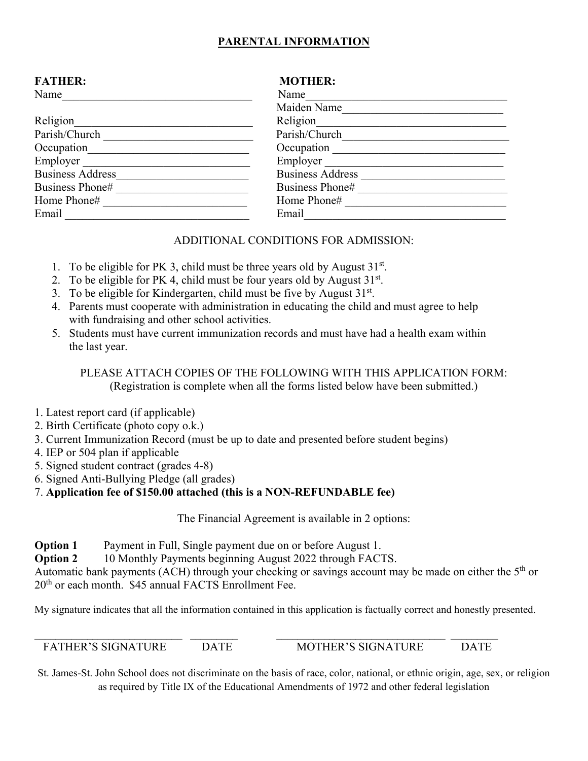## PARENTAL INFORMATION

| **FATHER:** | **MOTHER:** |
|---|---|
| Name________________________________ | Name___________________________________ |
| | Maiden Name____________________________ |
| Religion______________________________ | Religion_________________________________ |
| Parish/Church _________________________ | Parish/Church_____________________________ |
| Occupation___________________________ | Occupation _______________________________ |
| Employer ____________________________ | Employer ________________________________ |
| Business Address______________________ | Business Address _________________________ |
| Business Phone# ______________________ | Business Phone# __________________________ |
| Home Phone# ________________________ | Home Phone# _____________________________ |
| Email _______________________________ | Email____________________________________ |

ADDITIONAL CONDITIONS FOR ADMISSION:

1. To be eligible for PK 3, child must be three years old by August 31st.
2. To be eligible for PK 4, child must be four years old by August 31st.
3. To be eligible for Kindergarten, child must be five by August 31st.
4. Parents must cooperate with administration in educating the child and must agree to help with fundraising and other school activities.
5. Students must have current immunization records and must have had a health exam within the last year.

PLEASE ATTACH COPIES OF THE FOLLOWING WITH THIS APPLICATION FORM:
(Registration is complete when all the forms listed below have been submitted.)

1. Latest report card (if applicable)
2. Birth Certificate (photo copy o.k.)
3. Current Immunization Record (must be up to date and presented before student begins)
4. IEP or 504 plan if applicable
5. Signed student contract (grades 4-8)
6. Signed Anti-Bullying Pledge (all grades)
7. **Application fee of $150.00 attached (this is a NON-REFUNDABLE fee)**

The Financial Agreement is available in 2 options:

**Option 1** Payment in Full, Single payment due on or before August 1.
**Option 2** 10 Monthly Payments beginning August 2022 through FACTS.
Automatic bank payments (ACH) through your checking or savings account may be made on either the 5th or 20th or each month. $45 annual FACTS Enrollment Fee.

My signature indicates that all the information contained in this application is factually correct and honestly presented.

___________________________ ________ ______________________________ ________
FATHER'S SIGNATURE DATE MOTHER'S SIGNATURE DATE

St. James-St. John School does not discriminate on the basis of race, color, national, or ethnic origin, age, sex, or religion as required by Title IX of the Educational Amendments of 1972 and other federal legislation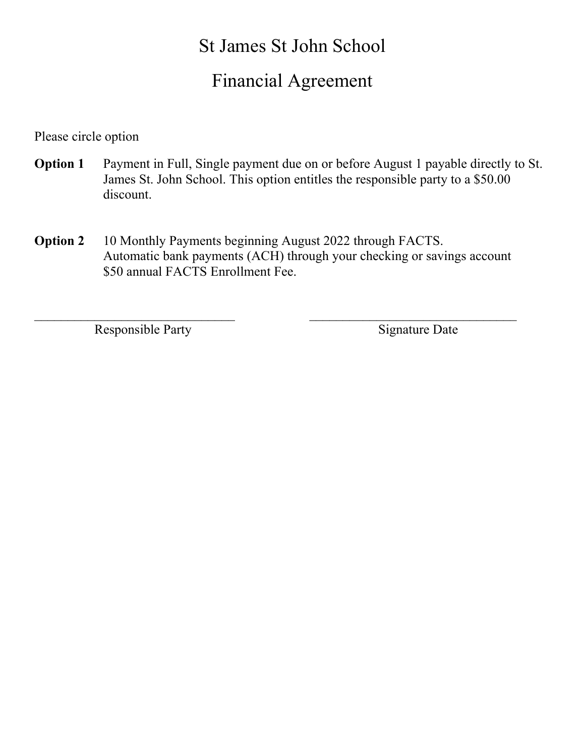# St James St John School

# Financial Agreement

Please circle option

**Option 1** Payment in Full, Single payment due on or before August 1 payable directly to St. James St. John School. This option entitles the responsible party to a $50.00 discount.

**Option 2** 10 Monthly Payments beginning August 2022 through FACTS.
Automatic bank payments (ACH) through your checking or savings account
$50 annual FACTS Enrollment Fee.

_______________________________ &nbsp;&nbsp;&nbsp;&nbsp;&nbsp;&nbsp;&nbsp;&nbsp; _______________________________

Responsible Party &nbsp;&nbsp;&nbsp;&nbsp;&nbsp;&nbsp;&nbsp;&nbsp;&nbsp;&nbsp;&nbsp;&nbsp;&nbsp;&nbsp;&nbsp;&nbsp;&nbsp;&nbsp;&nbsp;&nbsp;&nbsp;&nbsp;&nbsp;&nbsp; Signature Date